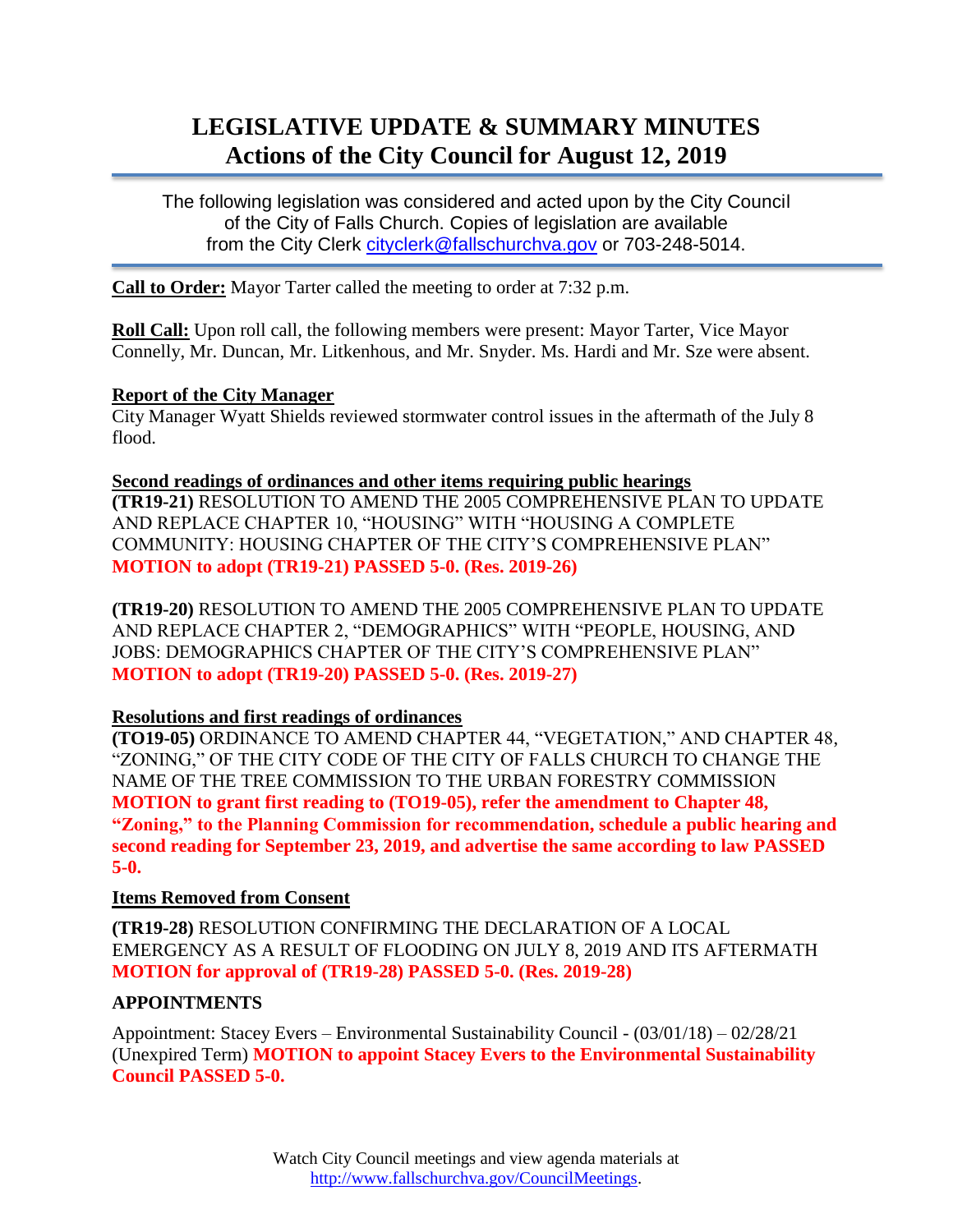# LEGISLATIVE UPDATE & SUMMARY MINUTES
## Actions of the City Council for August 12, 2019

The following legislation was considered and acted upon by the City Council of the City of Falls Church. Copies of legislation are available from the City Clerk cityclerk@fallschurchva.gov or 703-248-5014.

**Call to Order:** Mayor Tarter called the meeting to order at 7:32 p.m.

**Roll Call:** Upon roll call, the following members were present: Mayor Tarter, Vice Mayor Connelly, Mr. Duncan, Mr. Litkenhous, and Mr. Snyder. Ms. Hardi and Mr. Sze were absent.

**Report of the City Manager**

City Manager Wyatt Shields reviewed stormwater control issues in the aftermath of the July 8 flood.

**Second readings of ordinances and other items requiring public hearings**

**(TR19-21)** RESOLUTION TO AMEND THE 2005 COMPREHENSIVE PLAN TO UPDATE AND REPLACE CHAPTER 10, "HOUSING" WITH "HOUSING A COMPLETE COMMUNITY: HOUSING CHAPTER OF THE CITY'S COMPREHENSIVE PLAN"
**MOTION to adopt (TR19-21) PASSED 5-0. (Res. 2019-26)**

**(TR19-20)** RESOLUTION TO AMEND THE 2005 COMPREHENSIVE PLAN TO UPDATE AND REPLACE CHAPTER 2, "DEMOGRAPHICS" WITH "PEOPLE, HOUSING, AND JOBS: DEMOGRAPHICS CHAPTER OF THE CITY'S COMPREHENSIVE PLAN"
**MOTION to adopt (TR19-20) PASSED 5-0. (Res. 2019-27)**

**Resolutions and first readings of ordinances**

**(TO19-05)** ORDINANCE TO AMEND CHAPTER 44, "VEGETATION," AND CHAPTER 48, "ZONING," OF THE CITY CODE OF THE CITY OF FALLS CHURCH TO CHANGE THE NAME OF THE TREE COMMISSION TO THE URBAN FORESTRY COMMISSION
**MOTION to grant first reading to (TO19-05), refer the amendment to Chapter 48, "Zoning," to the Planning Commission for recommendation, schedule a public hearing and second reading for September 23, 2019, and advertise the same according to law PASSED 5-0.**

**Items Removed from Consent**

**(TR19-28)** RESOLUTION CONFIRMING THE DECLARATION OF A LOCAL EMERGENCY AS A RESULT OF FLOODING ON JULY 8, 2019 AND ITS AFTERMATH
**MOTION for approval of (TR19-28) PASSED 5-0. (Res. 2019-28)**

**APPOINTMENTS**

Appointment: Stacey Evers – Environmental Sustainability Council - (03/01/18) – 02/28/21 (Unexpired Term) **MOTION to appoint Stacey Evers to the Environmental Sustainability Council PASSED 5-0.**

Watch City Council meetings and view agenda materials at http://www.fallschurchva.gov/CouncilMeetings.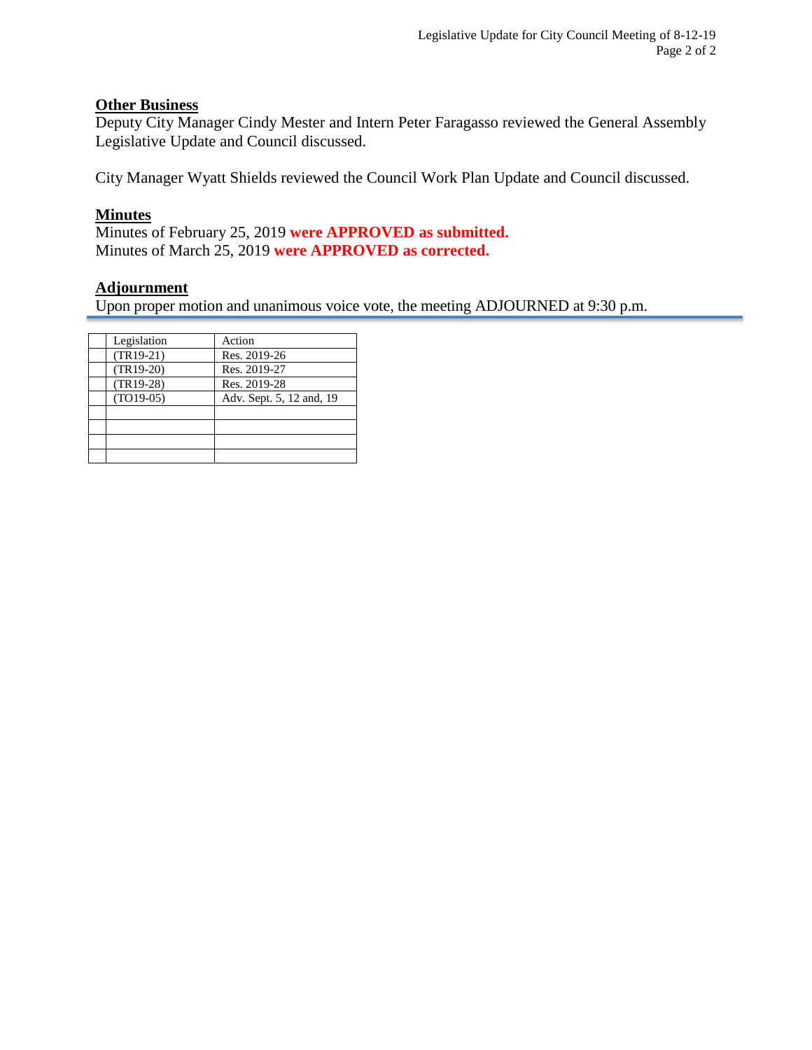**Other Business**

Deputy City Manager Cindy Mester and Intern Peter Faragasso reviewed the General Assembly Legislative Update and Council discussed.

City Manager Wyatt Shields reviewed the Council Work Plan Update and Council discussed.

**Minutes**

Minutes of February 25, 2019 **were APPROVED as submitted.**
Minutes of March 25, 2019 **were APPROVED as corrected.**

**Adjournment**

Upon proper motion and unanimous voice vote, the meeting ADJOURNED at 9:30 p.m.

---

| | Legislation | Action |
|---|---|---|
| | (TR19-21) | Res. 2019-26 |
| | (TR19-20) | Res. 2019-27 |
| | (TR19-28) | Res. 2019-28 |
| | (TO19-05) | Adv. Sept. 5, 12 and, 19 |
| | | |
| | | |
| | | |
| | | |